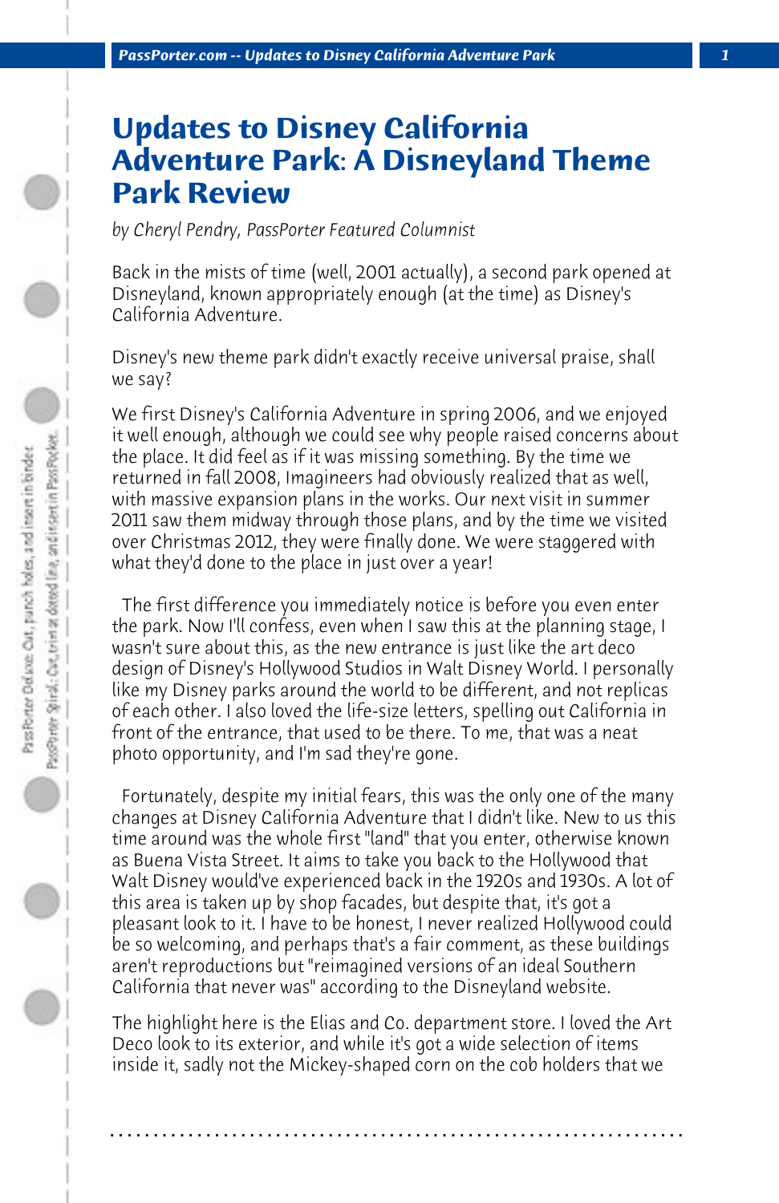# Updates to Disney California Adventure Park: A Disneyland Theme Park Review

*by Cheryl Pendry, PassPorter Featured Columnist*

Back in the mists of time (well, 2001 actually), a second park opened at Disneyland, known appropriately enough (at the time) as Disney's California Adventure.

Disney's new theme park didn't exactly receive universal praise, shall we say?

We first Disney's California Adventure in spring 2006, and we enjoyed it well enough, although we could see why people raised concerns about the place. It did feel as if it was missing something. By the time we returned in fall 2008, Imagineers had obviously realized that as well, with massive expansion plans in the works. Our next visit in summer 2011 saw them midway through those plans, and by the time we visited over Christmas 2012, they were finally done. We were staggered with what they'd done to the place in just over a year!

The first difference you immediately notice is before you even enter the park. Now I'll confess, even when I saw this at the planning stage, I wasn't sure about this, as the new entrance is just like the art deco design of Disney's Hollywood Studios in Walt Disney World. I personally like my Disney parks around the world to be different, and not replicas of each other. I also loved the life-size letters, spelling out California in front of the entrance, that used to be there. To me, that was a neat photo opportunity, and I'm sad they're gone.

Fortunately, despite my initial fears, this was the only one of the many changes at Disney California Adventure that I didn't like. New to us this time around was the whole first "land" that you enter, otherwise known as Buena Vista Street. It aims to take you back to the Hollywood that Walt Disney would've experienced back in the 1920s and 1930s. A lot of this area is taken up by shop facades, but despite that, it's got a pleasant look to it. I have to be honest, I never realized Hollywood could be so welcoming, and perhaps that's a fair comment, as these buildings aren't reproductions but "reimagined versions of an ideal Southern California that never was" according to the Disneyland website.

The highlight here is the Elias and Co. department store. I loved the Art Deco look to its exterior, and while it's got a wide selection of items inside it, sadly not the Mickey-shaped corn on the cob holders that we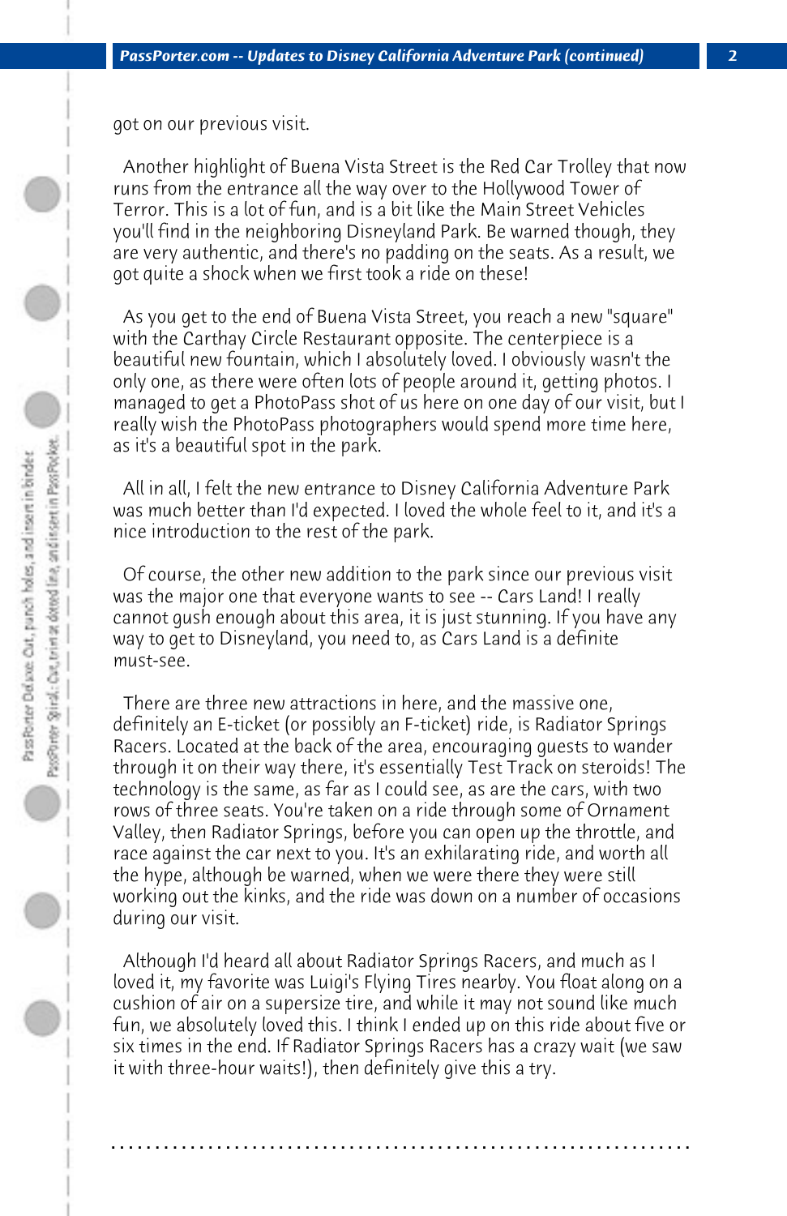got on our previous visit.

Another highlight of Buena Vista Street is the Red Car Trolley that now runs from the entrance all the way over to the Hollywood Tower of Terror. This is a lot of fun, and is a bit like the Main Street Vehicles you'll find in the neighboring Disneyland Park. Be warned though, they are very authentic, and there's no padding on the seats. As a result, we got quite a shock when we first took a ride on these!

As you get to the end of Buena Vista Street, you reach a new "square" with the Carthay Circle Restaurant opposite. The centerpiece is a beautiful new fountain, which I absolutely loved. I obviously wasn't the only one, as there were often lots of people around it, getting photos. I managed to get a PhotoPass shot of us here on one day of our visit, but I really wish the PhotoPass photographers would spend more time here, as it's a beautiful spot in the park.

All in all, I felt the new entrance to Disney California Adventure Park was much better than I'd expected. I loved the whole feel to it, and it's a nice introduction to the rest of the park.

Of course, the other new addition to the park since our previous visit was the major one that everyone wants to see -- Cars Land! I really cannot gush enough about this area, it is just stunning. If you have any way to get to Disneyland, you need to, as Cars Land is a definite must-see.

There are three new attractions in here, and the massive one, definitely an E-ticket (or possibly an F-ticket) ride, is Radiator Springs Racers. Located at the back of the area, encouraging guests to wander through it on their way there, it's essentially Test Track on steroids! The technology is the same, as far as I could see, as are the cars, with two rows of three seats. You're taken on a ride through some of Ornament Valley, then Radiator Springs, before you can open up the throttle, and race against the car next to you. It's an exhilarating ride, and worth all the hype, although be warned, when we were there they were still working out the kinks, and the ride was down on a number of occasions during our visit.

Although I'd heard all about Radiator Springs Racers, and much as I loved it, my favorite was Luigi's Flying Tires nearby. You float along on a cushion of air on a supersize tire, and while it may not sound like much fun, we absolutely loved this. I think I ended up on this ride about five or six times in the end. If Radiator Springs Racers has a crazy wait (we saw it with three-hour waits!), then definitely give this a try.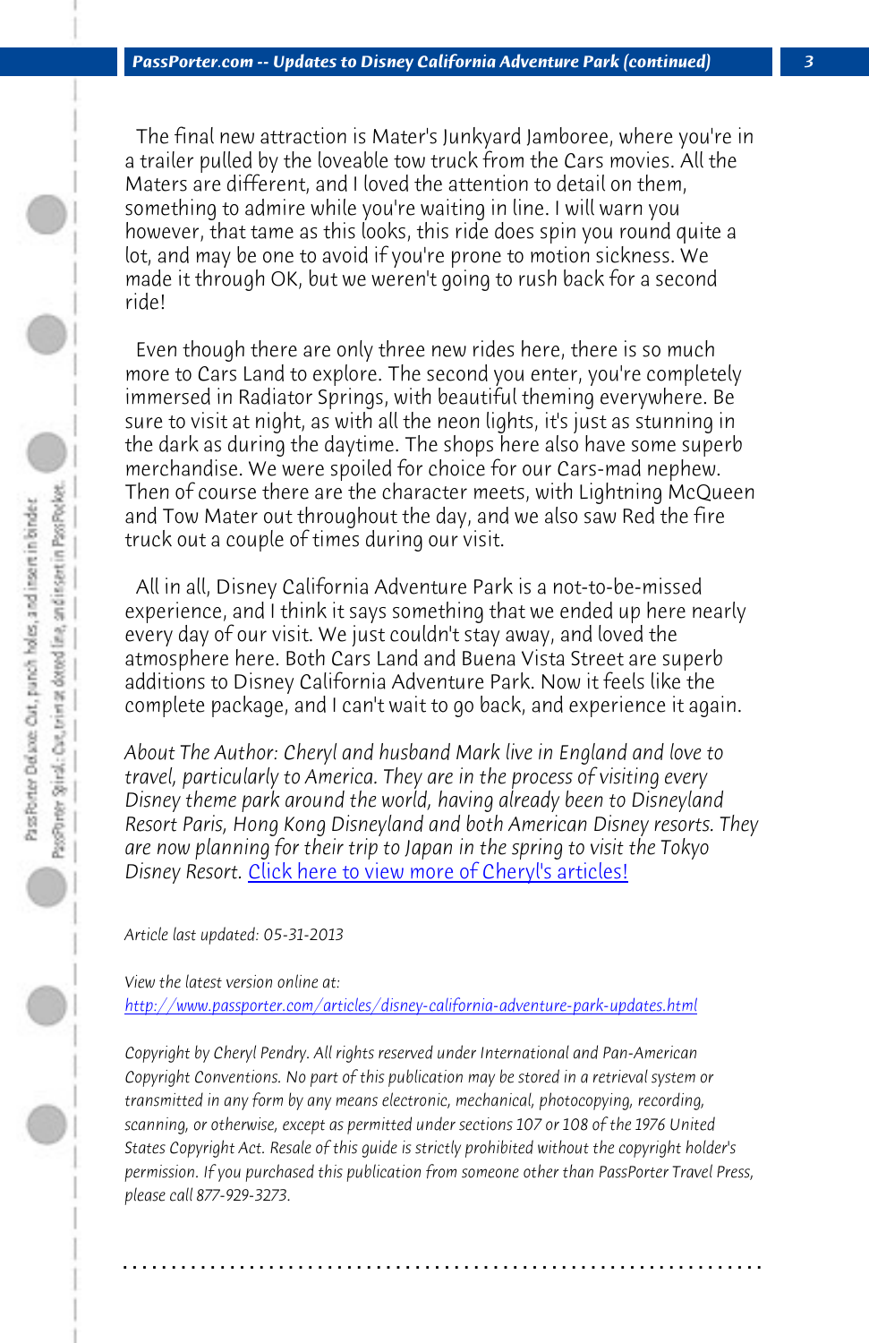The final new attraction is Mater's Junkyard Jamboree, where you're in a trailer pulled by the loveable tow truck from the Cars movies. All the Maters are different, and I loved the attention to detail on them, something to admire while you're waiting in line. I will warn you however, that tame as this looks, this ride does spin you round quite a lot, and may be one to avoid if you're prone to motion sickness. We made it through OK, but we weren't going to rush back for a second ride!

Even though there are only three new rides here, there is so much more to Cars Land to explore. The second you enter, you're completely immersed in Radiator Springs, with beautiful theming everywhere. Be sure to visit at night, as with all the neon lights, it's just as stunning in the dark as during the daytime. The shops here also have some superb merchandise. We were spoiled for choice for our Cars-mad nephew. Then of course there are the character meets, with Lightning McQueen and Tow Mater out throughout the day, and we also saw Red the fire truck out a couple of times during our visit.

All in all, Disney California Adventure Park is a not-to-be-missed experience, and I think it says something that we ended up here nearly every day of our visit. We just couldn't stay away, and loved the atmosphere here. Both Cars Land and Buena Vista Street are superb additions to Disney California Adventure Park. Now it feels like the complete package, and I can't wait to go back, and experience it again.

*About The Author: Cheryl and husband Mark live in England and love to travel, particularly to America. They are in the process of visiting every Disney theme park around the world, having already been to Disneyland Resort Paris, Hong Kong Disneyland and both American Disney resorts. They are now planning for their trip to Japan in the spring to visit the Tokyo Disney Resort.* [Click here to view more of Cheryl's articles!]

*Article last updated: 05-31-2013*

*View the latest version online at:*
http://www.passporter.com/articles/disney-california-adventure-park-updates.html

*Copyright by Cheryl Pendry. All rights reserved under International and Pan-American Copyright Conventions. No part of this publication may be stored in a retrieval system or transmitted in any form by any means electronic, mechanical, photocopying, recording, scanning, or otherwise, except as permitted under sections 107 or 108 of the 1976 United States Copyright Act. Resale of this guide is strictly prohibited without the copyright holder's permission. If you purchased this publication from someone other than PassPorter Travel Press, please call 877-929-3273.*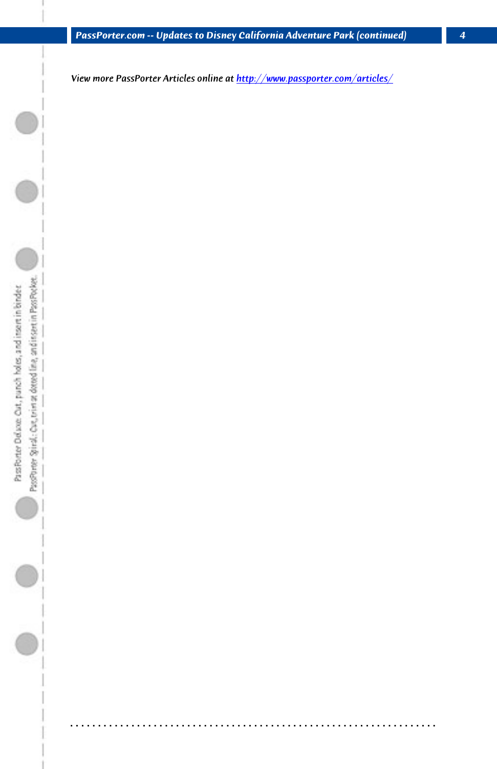*View more PassPorter Articles online at [http://www.passporter.com/articles/](http://www.passporter.com/articles/)*